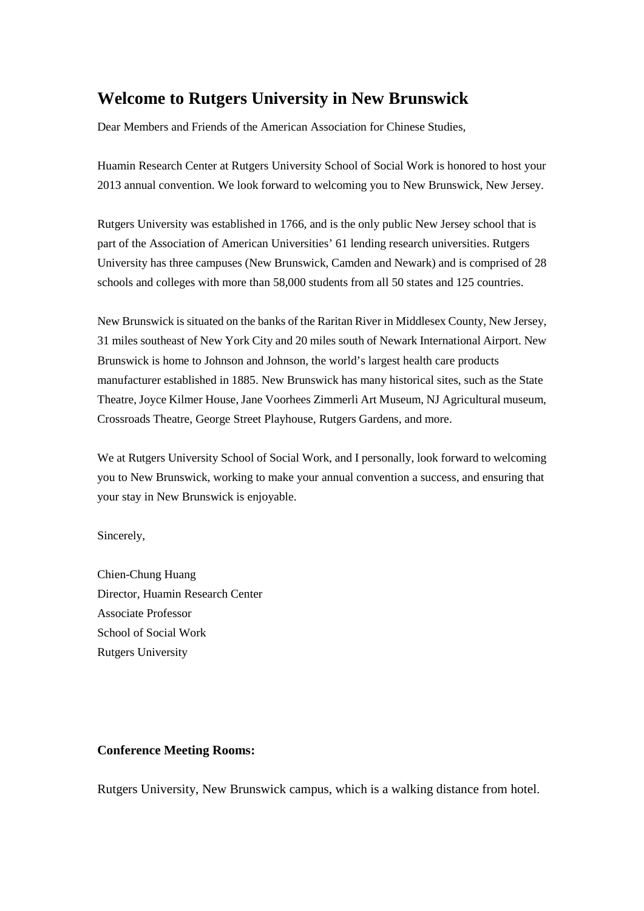# Welcome to Rutgers University in New Brunswick

Dear Members and Friends of the American Association for Chinese Studies,

Huamin Research Center at Rutgers University School of Social Work is honored to host your 2013 annual convention. We look forward to welcoming you to New Brunswick, New Jersey.

Rutgers University was established in 1766, and is the only public New Jersey school that is part of the Association of American Universities' 61 lending research universities. Rutgers University has three campuses (New Brunswick, Camden and Newark) and is comprised of 28 schools and colleges with more than 58,000 students from all 50 states and 125 countries.

New Brunswick is situated on the banks of the Raritan River in Middlesex County, New Jersey, 31 miles southeast of New York City and 20 miles south of Newark International Airport. New Brunswick is home to Johnson and Johnson, the world's largest health care products manufacturer established in 1885. New Brunswick has many historical sites, such as the State Theatre, Joyce Kilmer House, Jane Voorhees Zimmerli Art Museum, NJ Agricultural museum, Crossroads Theatre, George Street Playhouse, Rutgers Gardens, and more.

We at Rutgers University School of Social Work, and I personally, look forward to welcoming you to New Brunswick, working to make your annual convention a success, and ensuring that your stay in New Brunswick is enjoyable.

Sincerely,

Chien-Chung Huang
Director, Huamin Research Center
Associate Professor
School of Social Work
Rutgers University

**Conference Meeting Rooms:**

Rutgers University, New Brunswick campus, which is a walking distance from hotel.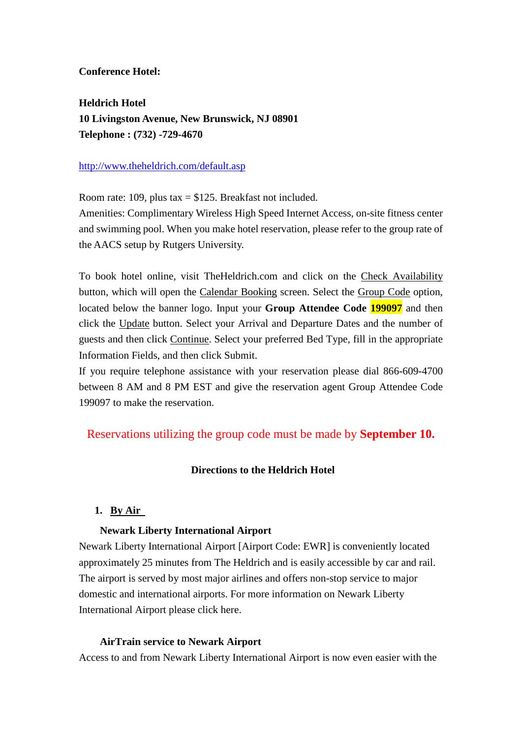**Conference Hotel:**

**Heldrich Hotel**
**10 Livingston Avenue, New Brunswick, NJ 08901**
**Telephone : (732) -729-4670**

[http://www.theheldrich.com/default.asp](http://www.theheldrich.com/default.asp)

Room rate: 109, plus tax = $125. Breakfast not included.
Amenities: Complimentary Wireless High Speed Internet Access, on-site fitness center and swimming pool. When you make hotel reservation, please refer to the group rate of the AACS setup by Rutgers University.

To book hotel online, visit TheHeldrich.com and click on the Check Availability button, which will open the Calendar Booking screen. Select the Group Code option, located below the banner logo. Input your **Group Attendee Code 199097** and then click the Update button. Select your Arrival and Departure Dates and the number of guests and then click Continue. Select your preferred Bed Type, fill in the appropriate Information Fields, and then click Submit.
If you require telephone assistance with your reservation please dial 866-609-4700 between 8 AM and 8 PM EST and give the reservation agent Group Attendee Code 199097 to make the reservation.

Reservations utilizing the group code must be made by **September 10.**

## Directions to the Heldrich Hotel

1. **By Air**

**Newark Liberty International Airport**

Newark Liberty International Airport [Airport Code: EWR] is conveniently located approximately 25 minutes from The Heldrich and is easily accessible by car and rail. The airport is served by most major airlines and offers non-stop service to major domestic and international airports. For more information on Newark Liberty International Airport please click here.

**AirTrain service to Newark Airport**

Access to and from Newark Liberty International Airport is now even easier with the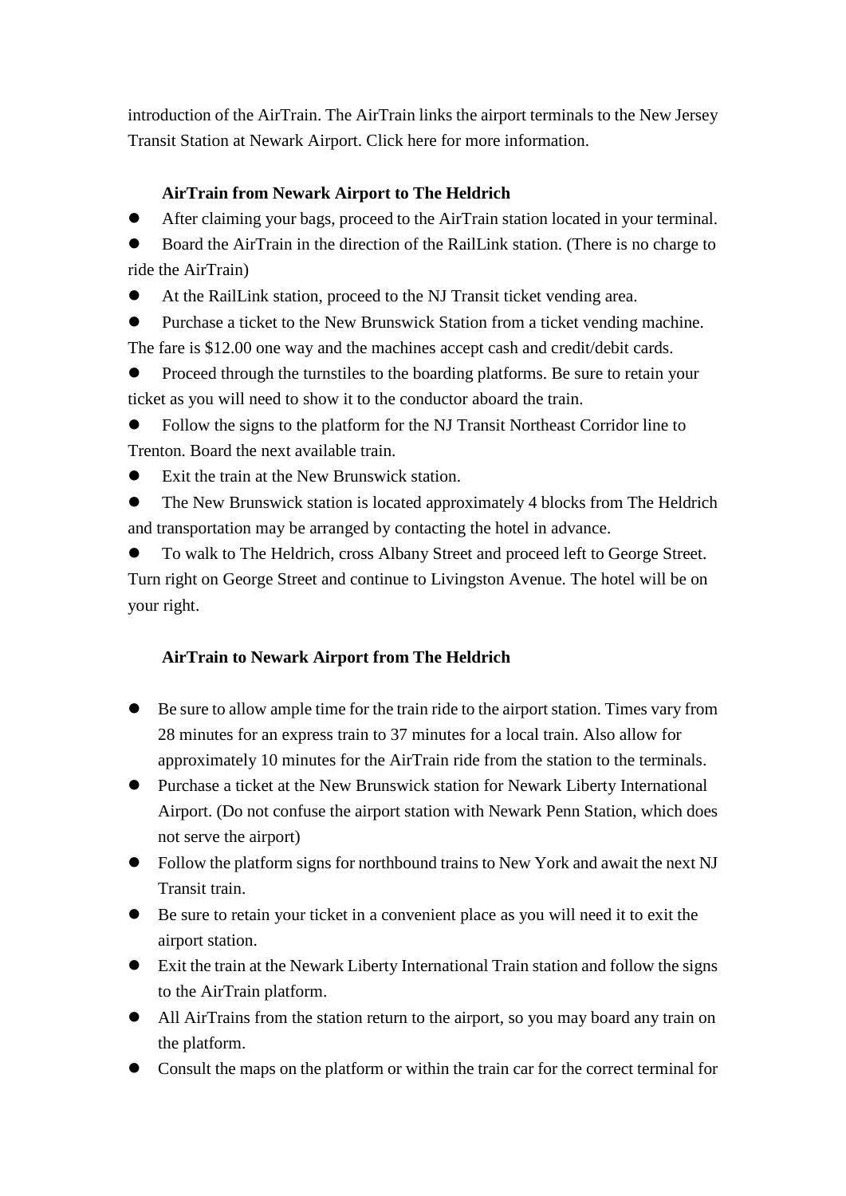introduction of the AirTrain. The AirTrain links the airport terminals to the New Jersey Transit Station at Newark Airport. Click here for more information.

**AirTrain from Newark Airport to The Heldrich**

- After claiming your bags, proceed to the AirTrain station located in your terminal.
- Board the AirTrain in the direction of the RailLink station. (There is no charge to ride the AirTrain)
- At the RailLink station, proceed to the NJ Transit ticket vending area.
- Purchase a ticket to the New Brunswick Station from a ticket vending machine. The fare is $12.00 one way and the machines accept cash and credit/debit cards.
- Proceed through the turnstiles to the boarding platforms. Be sure to retain your ticket as you will need to show it to the conductor aboard the train.
- Follow the signs to the platform for the NJ Transit Northeast Corridor line to Trenton. Board the next available train.
- Exit the train at the New Brunswick station.
- The New Brunswick station is located approximately 4 blocks from The Heldrich and transportation may be arranged by contacting the hotel in advance.
- To walk to The Heldrich, cross Albany Street and proceed left to George Street. Turn right on George Street and continue to Livingston Avenue. The hotel will be on your right.

**AirTrain to Newark Airport from The Heldrich**

- Be sure to allow ample time for the train ride to the airport station. Times vary from 28 minutes for an express train to 37 minutes for a local train. Also allow for approximately 10 minutes for the AirTrain ride from the station to the terminals.
- Purchase a ticket at the New Brunswick station for Newark Liberty International Airport. (Do not confuse the airport station with Newark Penn Station, which does not serve the airport)
- Follow the platform signs for northbound trains to New York and await the next NJ Transit train.
- Be sure to retain your ticket in a convenient place as you will need it to exit the airport station.
- Exit the train at the Newark Liberty International Train station and follow the signs to the AirTrain platform.
- All AirTrains from the station return to the airport, so you may board any train on the platform.
- Consult the maps on the platform or within the train car for the correct terminal for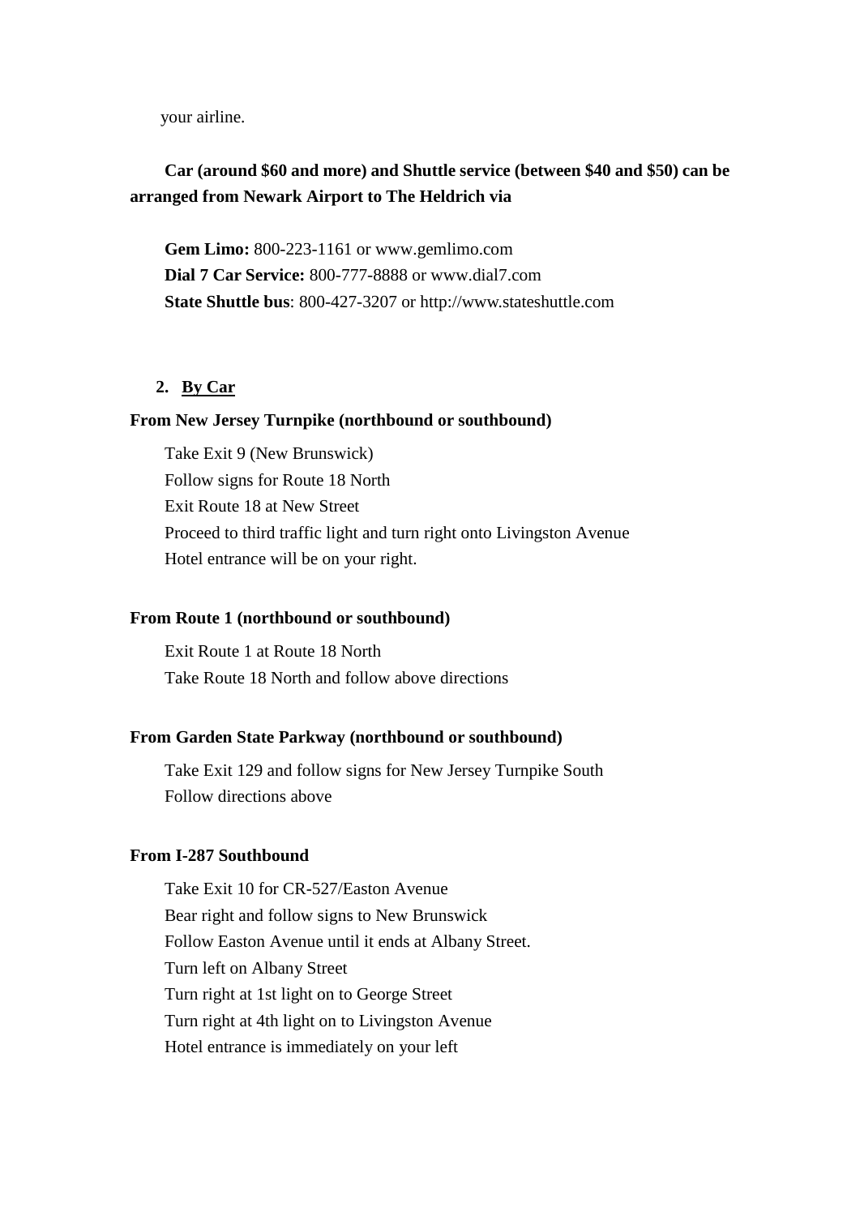your airline.

**Car (around $60 and more) and Shuttle service (between $40 and $50) can be arranged from Newark Airport to The Heldrich via**

**Gem Limo:** 800-223-1161 or www.gemlimo.com
**Dial 7 Car Service:** 800-777-8888 or www.dial7.com
**State Shuttle bus**: 800-427-3207 or http://www.stateshuttle.com

## 2. By Car

**From New Jersey Turnpike (northbound or southbound)**

Take Exit 9 (New Brunswick)
Follow signs for Route 18 North
Exit Route 18 at New Street
Proceed to third traffic light and turn right onto Livingston Avenue
Hotel entrance will be on your right.

**From Route 1 (northbound or southbound)**

Exit Route 1 at Route 18 North
Take Route 18 North and follow above directions

**From Garden State Parkway (northbound or southbound)**

Take Exit 129 and follow signs for New Jersey Turnpike South
Follow directions above

**From I-287 Southbound**

Take Exit 10 for CR-527/Easton Avenue
Bear right and follow signs to New Brunswick
Follow Easton Avenue until it ends at Albany Street.
Turn left on Albany Street
Turn right at 1st light on to George Street
Turn right at 4th light on to Livingston Avenue
Hotel entrance is immediately on your left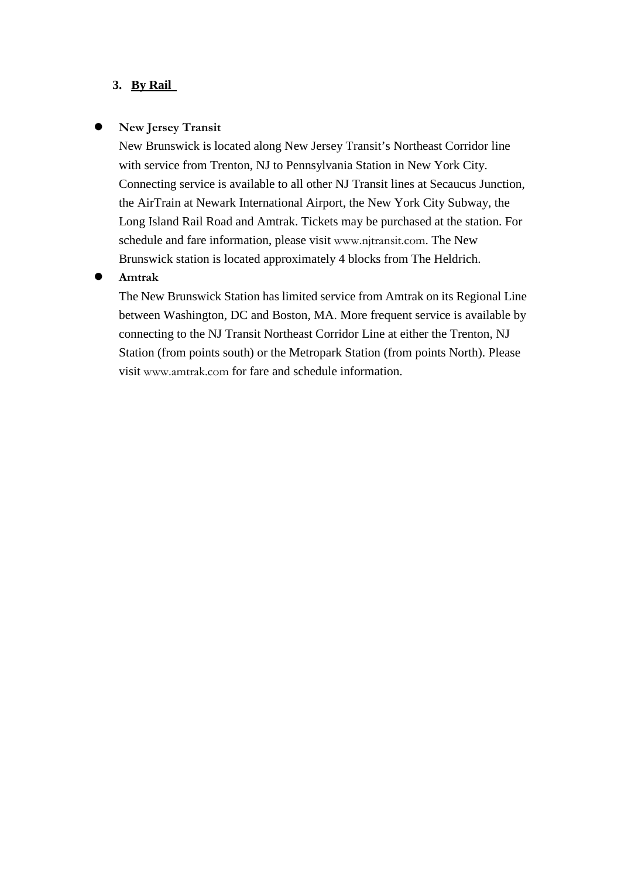3. **By Rail**

- **New Jersey Transit**
  New Brunswick is located along New Jersey Transit's Northeast Corridor line with service from Trenton, NJ to Pennsylvania Station in New York City. Connecting service is available to all other NJ Transit lines at Secaucus Junction, the AirTrain at Newark International Airport, the New York City Subway, the Long Island Rail Road and Amtrak. Tickets may be purchased at the station. For schedule and fare information, please visit www.njtransit.com. The New Brunswick station is located approximately 4 blocks from The Heldrich.
- **Amtrak**
  The New Brunswick Station has limited service from Amtrak on its Regional Line between Washington, DC and Boston, MA. More frequent service is available by connecting to the NJ Transit Northeast Corridor Line at either the Trenton, NJ Station (from points south) or the Metropark Station (from points North). Please visit www.amtrak.com for fare and schedule information.